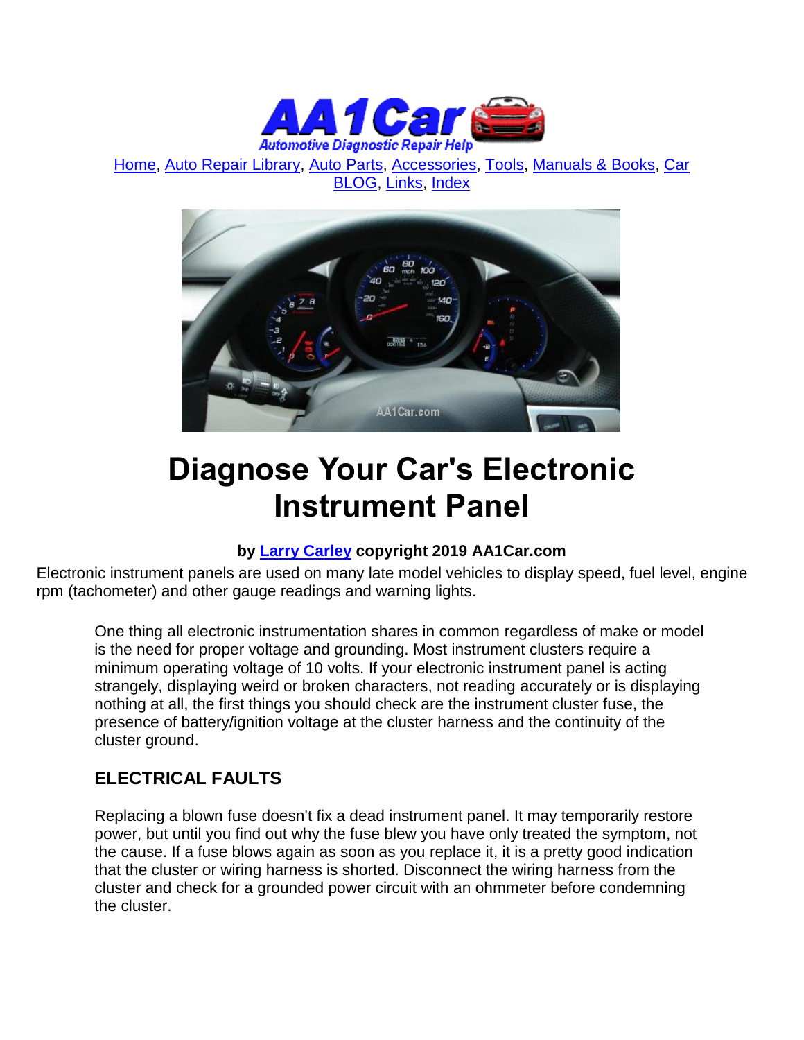Home, Auto Repair Library, Auto Parts, Accessories, Tools, Manuals & Books, Car BLOG, Links, Index

# Diagnose Your Car's Electronic Instrument Panel

**by Larry Carley copyright 2019 AA1Car.com**

Electronic instrument panels are used on many late model vehicles to display speed, fuel level, engine rpm (tachometer) and other gauge readings and warning lights.

One thing all electronic instrumentation shares in common regardless of make or model is the need for proper voltage and grounding. Most instrument clusters require a minimum operating voltage of 10 volts. If your electronic instrument panel is acting strangely, displaying weird or broken characters, not reading accurately or is displaying nothing at all, the first things you should check are the instrument cluster fuse, the presence of battery/ignition voltage at the cluster harness and the continuity of the cluster ground.

## ELECTRICAL FAULTS

Replacing a blown fuse doesn't fix a dead instrument panel. It may temporarily restore power, but until you find out why the fuse blew you have only treated the symptom, not the cause. If a fuse blows again as soon as you replace it, it is a pretty good indication that the cluster or wiring harness is shorted. Disconnect the wiring harness from the cluster and check for a grounded power circuit with an ohmmeter before condemning the cluster.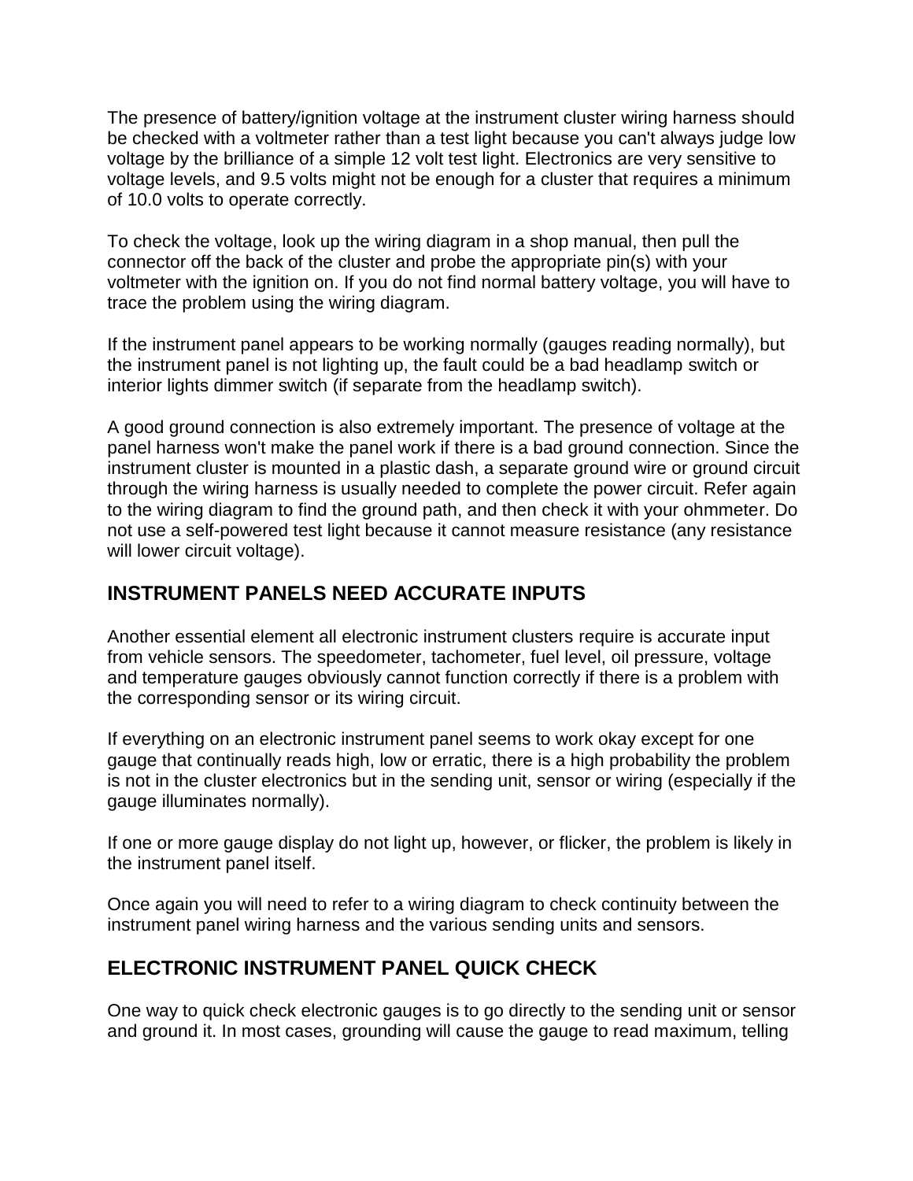The presence of battery/ignition voltage at the instrument cluster wiring harness should be checked with a voltmeter rather than a test light because you can't always judge low voltage by the brilliance of a simple 12 volt test light. Electronics are very sensitive to voltage levels, and 9.5 volts might not be enough for a cluster that requires a minimum of 10.0 volts to operate correctly.

To check the voltage, look up the wiring diagram in a shop manual, then pull the connector off the back of the cluster and probe the appropriate pin(s) with your voltmeter with the ignition on. If you do not find normal battery voltage, you will have to trace the problem using the wiring diagram.

If the instrument panel appears to be working normally (gauges reading normally), but the instrument panel is not lighting up, the fault could be a bad headlamp switch or interior lights dimmer switch (if separate from the headlamp switch).

A good ground connection is also extremely important. The presence of voltage at the panel harness won't make the panel work if there is a bad ground connection. Since the instrument cluster is mounted in a plastic dash, a separate ground wire or ground circuit through the wiring harness is usually needed to complete the power circuit. Refer again to the wiring diagram to find the ground path, and then check it with your ohmmeter. Do not use a self-powered test light because it cannot measure resistance (any resistance will lower circuit voltage).

## INSTRUMENT PANELS NEED ACCURATE INPUTS

Another essential element all electronic instrument clusters require is accurate input from vehicle sensors. The speedometer, tachometer, fuel level, oil pressure, voltage and temperature gauges obviously cannot function correctly if there is a problem with the corresponding sensor or its wiring circuit.

If everything on an electronic instrument panel seems to work okay except for one gauge that continually reads high, low or erratic, there is a high probability the problem is not in the cluster electronics but in the sending unit, sensor or wiring (especially if the gauge illuminates normally).

If one or more gauge display do not light up, however, or flicker, the problem is likely in the instrument panel itself.

Once again you will need to refer to a wiring diagram to check continuity between the instrument panel wiring harness and the various sending units and sensors.

## ELECTRONIC INSTRUMENT PANEL QUICK CHECK

One way to quick check electronic gauges is to go directly to the sending unit or sensor and ground it. In most cases, grounding will cause the gauge to read maximum, telling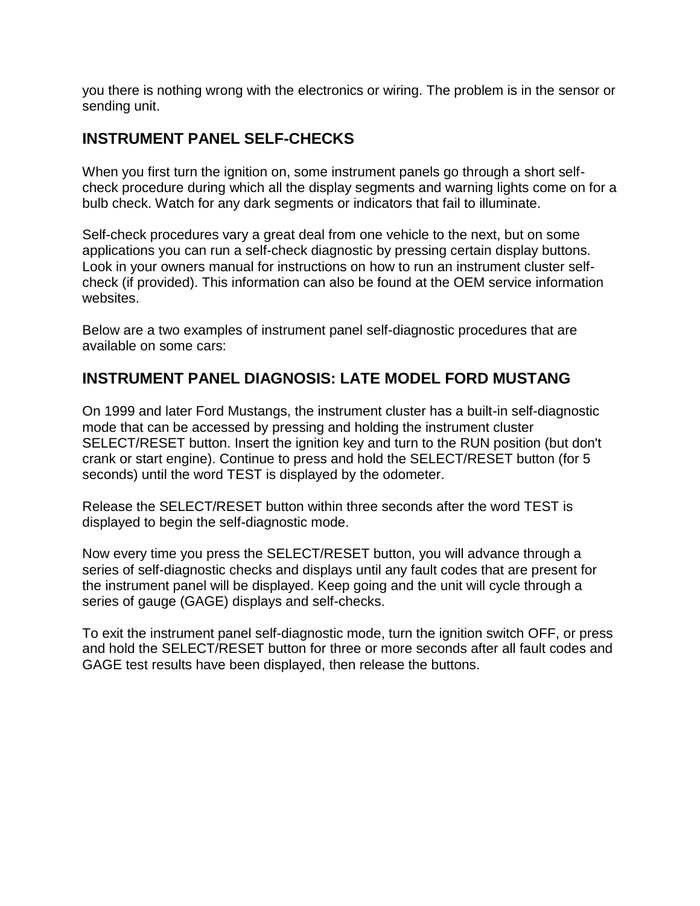you there is nothing wrong with the electronics or wiring. The problem is in the sensor or sending unit.

## INSTRUMENT PANEL SELF-CHECKS

When you first turn the ignition on, some instrument panels go through a short self-check procedure during which all the display segments and warning lights come on for a bulb check. Watch for any dark segments or indicators that fail to illuminate.

Self-check procedures vary a great deal from one vehicle to the next, but on some applications you can run a self-check diagnostic by pressing certain display buttons. Look in your owners manual for instructions on how to run an instrument cluster self-check (if provided). This information can also be found at the OEM service information websites.

Below are a two examples of instrument panel self-diagnostic procedures that are available on some cars:

## INSTRUMENT PANEL DIAGNOSIS: LATE MODEL FORD MUSTANG

On 1999 and later Ford Mustangs, the instrument cluster has a built-in self-diagnostic mode that can be accessed by pressing and holding the instrument cluster SELECT/RESET button. Insert the ignition key and turn to the RUN position (but don't crank or start engine). Continue to press and hold the SELECT/RESET button (for 5 seconds) until the word TEST is displayed by the odometer.

Release the SELECT/RESET button within three seconds after the word TEST is displayed to begin the self-diagnostic mode.

Now every time you press the SELECT/RESET button, you will advance through a series of self-diagnostic checks and displays until any fault codes that are present for the instrument panel will be displayed. Keep going and the unit will cycle through a series of gauge (GAGE) displays and self-checks.

To exit the instrument panel self-diagnostic mode, turn the ignition switch OFF, or press and hold the SELECT/RESET button for three or more seconds after all fault codes and GAGE test results have been displayed, then release the buttons.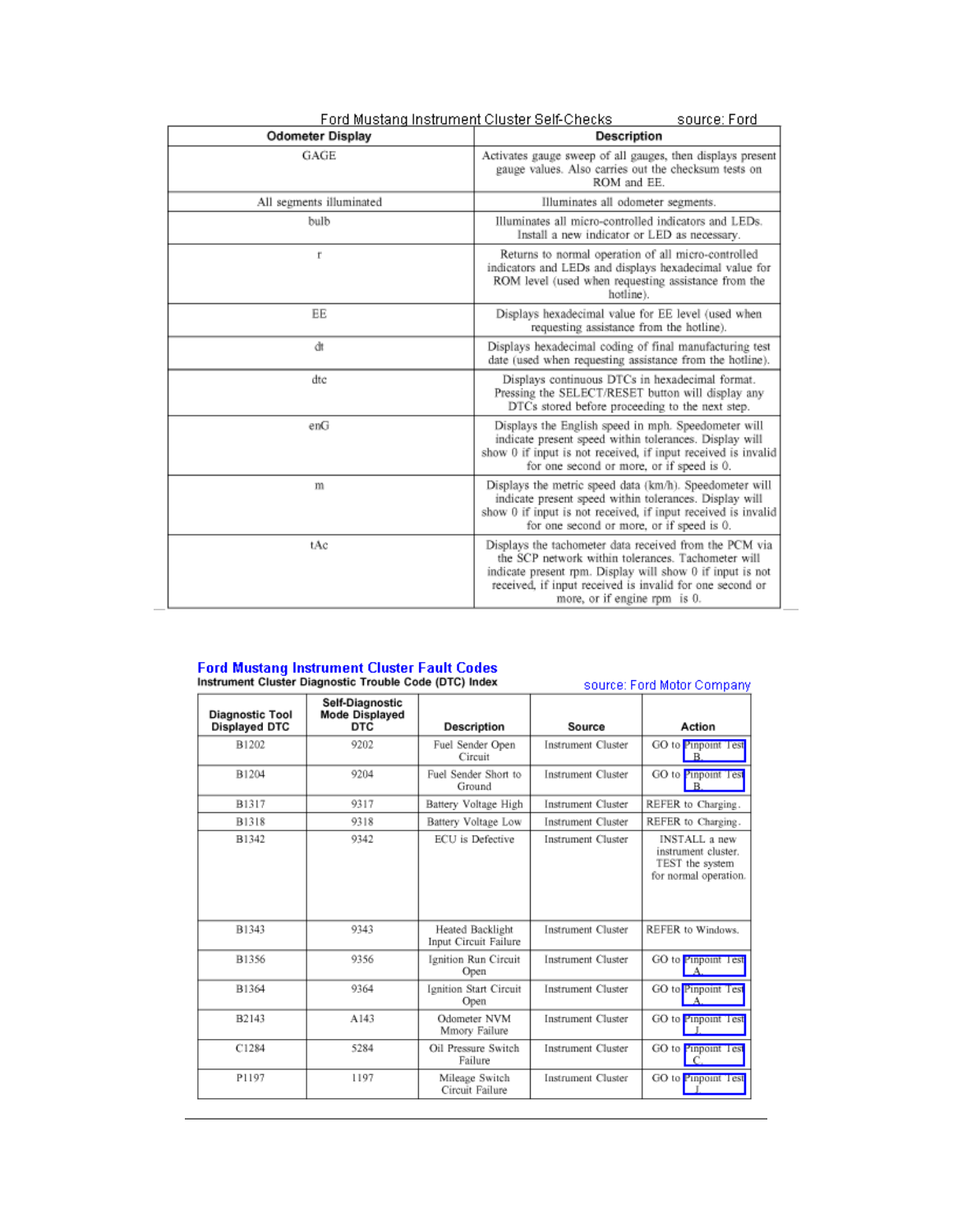Ford Mustang Instrument Cluster Self-Checks source: Ford

| Odometer Display | Description |
|---|---|
| GAGE | Activates gauge sweep of all gauges, then displays present gauge values. Also carries out the checksum tests on ROM and EE. |
| All segments illuminated | Illuminates all odometer segments. |
| bulb | Illuminates all micro-controlled indicators and LEDs. Install a new indicator or LED as necessary. |
| r | Returns to normal operation of all micro-controlled indicators and LEDs and displays hexadecimal value for ROM level (used when requesting assistance from the hotline). |
| EE | Displays hexadecimal value for EE level (used when requesting assistance from the hotline). |
| dt | Displays hexadecimal coding of final manufacturing test date (used when requesting assistance from the hotline). |
| dtc | Displays continuous DTCs in hexadecimal format. Pressing the SELECT/RESET button will display any DTCs stored before proceeding to the next step. |
| enG | Displays the English speed in mph. Speedometer will indicate present speed within tolerances. Display will show 0 if input is not received, if input received is invalid for one second or more, or if speed is 0. |
| m | Displays the metric speed data (km/h). Speedometer will indicate present speed within tolerances. Display will show 0 if input is not received, if input received is invalid for one second or more, or if speed is 0. |
| tAc | Displays the tachometer data received from the PCM via the SCP network within tolerances. Tachometer will indicate present rpm. Display will show 0 if input is not received, if input received is invalid for one second or more, or if engine rpm is 0. |

## Ford Mustang Instrument Cluster Fault Codes

**Instrument Cluster Diagnostic Trouble Code (DTC) Index**

source: Ford Motor Company

| Diagnostic Tool Displayed DTC | Self-Diagnostic Mode Displayed DTC | Description | Source | Action |
|---|---|---|---|---|
| B1202 | 9202 | Fuel Sender Open Circuit | Instrument Cluster | GO to Pinpoint Test B. |
| B1204 | 9204 | Fuel Sender Short to Ground | Instrument Cluster | GO to Pinpoint Test B. |
| B1317 | 9317 | Battery Voltage High | Instrument Cluster | REFER to Charging. |
| B1318 | 9318 | Battery Voltage Low | Instrument Cluster | REFER to Charging. |
| B1342 | 9342 | ECU is Defective | Instrument Cluster | INSTALL a new instrument cluster. TEST the system for normal operation. |
| B1343 | 9343 | Heated Backlight Input Circuit Failure | Instrument Cluster | REFER to Windows. |
| B1356 | 9356 | Ignition Run Circuit Open | Instrument Cluster | GO to Pinpoint Test A. |
| B1364 | 9364 | Ignition Start Circuit Open | Instrument Cluster | GO to Pinpoint Test A. |
| B2143 | A143 | Odometer NVM Mmory Failure | Instrument Cluster | GO to Pinpoint Test J. |
| C1284 | 5284 | Oil Pressure Switch Failure | Instrument Cluster | GO to Pinpoint Test C. |
| P1197 | 1197 | Mileage Switch Circuit Failure | Instrument Cluster | GO to Pinpoint Test J. |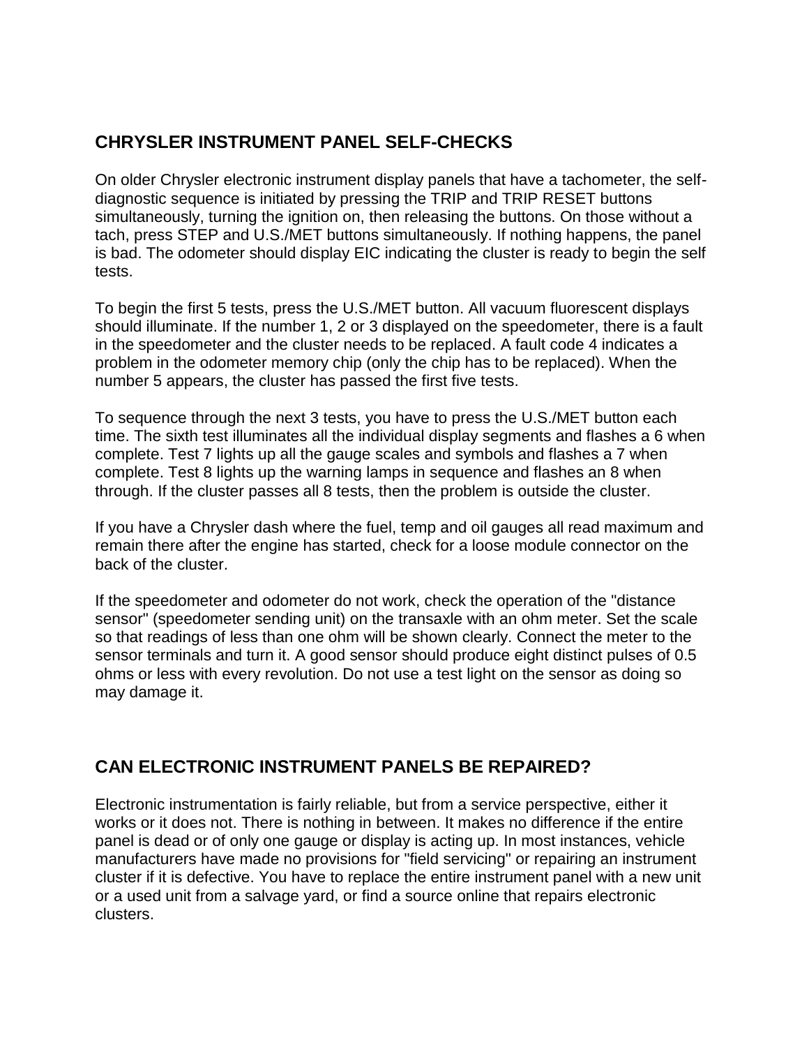## CHRYSLER INSTRUMENT PANEL SELF-CHECKS

On older Chrysler electronic instrument display panels that have a tachometer, the self-diagnostic sequence is initiated by pressing the TRIP and TRIP RESET buttons simultaneously, turning the ignition on, then releasing the buttons. On those without a tach, press STEP and U.S./MET buttons simultaneously. If nothing happens, the panel is bad. The odometer should display EIC indicating the cluster is ready to begin the self tests.

To begin the first 5 tests, press the U.S./MET button. All vacuum fluorescent displays should illuminate. If the number 1, 2 or 3 displayed on the speedometer, there is a fault in the speedometer and the cluster needs to be replaced. A fault code 4 indicates a problem in the odometer memory chip (only the chip has to be replaced). When the number 5 appears, the cluster has passed the first five tests.

To sequence through the next 3 tests, you have to press the U.S./MET button each time. The sixth test illuminates all the individual display segments and flashes a 6 when complete. Test 7 lights up all the gauge scales and symbols and flashes a 7 when complete. Test 8 lights up the warning lamps in sequence and flashes an 8 when through. If the cluster passes all 8 tests, then the problem is outside the cluster.

If you have a Chrysler dash where the fuel, temp and oil gauges all read maximum and remain there after the engine has started, check for a loose module connector on the back of the cluster.

If the speedometer and odometer do not work, check the operation of the "distance sensor" (speedometer sending unit) on the transaxle with an ohm meter. Set the scale so that readings of less than one ohm will be shown clearly. Connect the meter to the sensor terminals and turn it. A good sensor should produce eight distinct pulses of 0.5 ohms or less with every revolution. Do not use a test light on the sensor as doing so may damage it.

## CAN ELECTRONIC INSTRUMENT PANELS BE REPAIRED?

Electronic instrumentation is fairly reliable, but from a service perspective, either it works or it does not. There is nothing in between. It makes no difference if the entire panel is dead or of only one gauge or display is acting up. In most instances, vehicle manufacturers have made no provisions for "field servicing" or repairing an instrument cluster if it is defective. You have to replace the entire instrument panel with a new unit or a used unit from a salvage yard, or find a source online that repairs electronic clusters.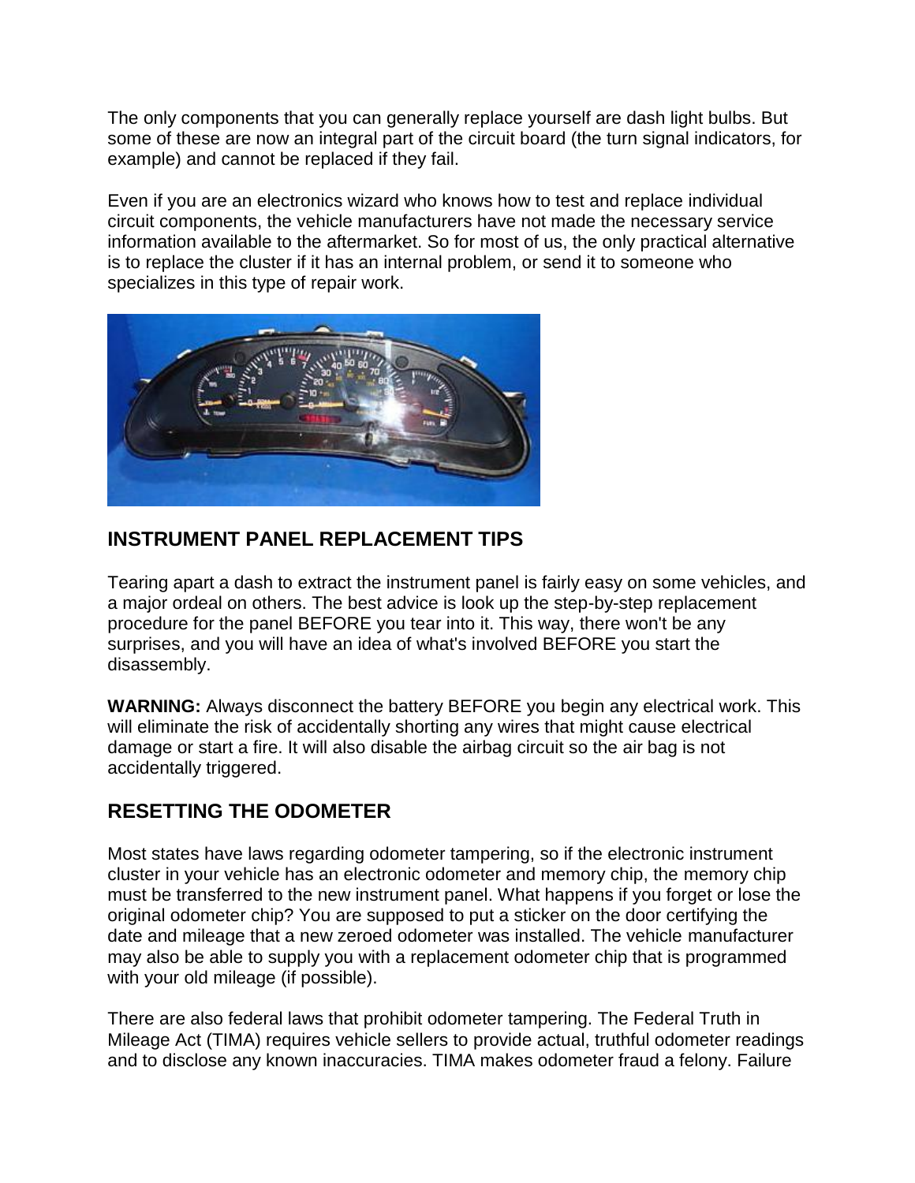The only components that you can generally replace yourself are dash light bulbs. But some of these are now an integral part of the circuit board (the turn signal indicators, for example) and cannot be replaced if they fail.

Even if you are an electronics wizard who knows how to test and replace individual circuit components, the vehicle manufacturers have not made the necessary service information available to the aftermarket. So for most of us, the only practical alternative is to replace the cluster if it has an internal problem, or send it to someone who specializes in this type of repair work.

## INSTRUMENT PANEL REPLACEMENT TIPS

Tearing apart a dash to extract the instrument panel is fairly easy on some vehicles, and a major ordeal on others. The best advice is look up the step-by-step replacement procedure for the panel BEFORE you tear into it. This way, there won't be any surprises, and you will have an idea of what's involved BEFORE you start the disassembly.

**WARNING:** Always disconnect the battery BEFORE you begin any electrical work. This will eliminate the risk of accidentally shorting any wires that might cause electrical damage or start a fire. It will also disable the airbag circuit so the air bag is not accidentally triggered.

## RESETTING THE ODOMETER

Most states have laws regarding odometer tampering, so if the electronic instrument cluster in your vehicle has an electronic odometer and memory chip, the memory chip must be transferred to the new instrument panel. What happens if you forget or lose the original odometer chip? You are supposed to put a sticker on the door certifying the date and mileage that a new zeroed odometer was installed. The vehicle manufacturer may also be able to supply you with a replacement odometer chip that is programmed with your old mileage (if possible).

There are also federal laws that prohibit odometer tampering. The Federal Truth in Mileage Act (TIMA) requires vehicle sellers to provide actual, truthful odometer readings and to disclose any known inaccuracies. TIMA makes odometer fraud a felony. Failure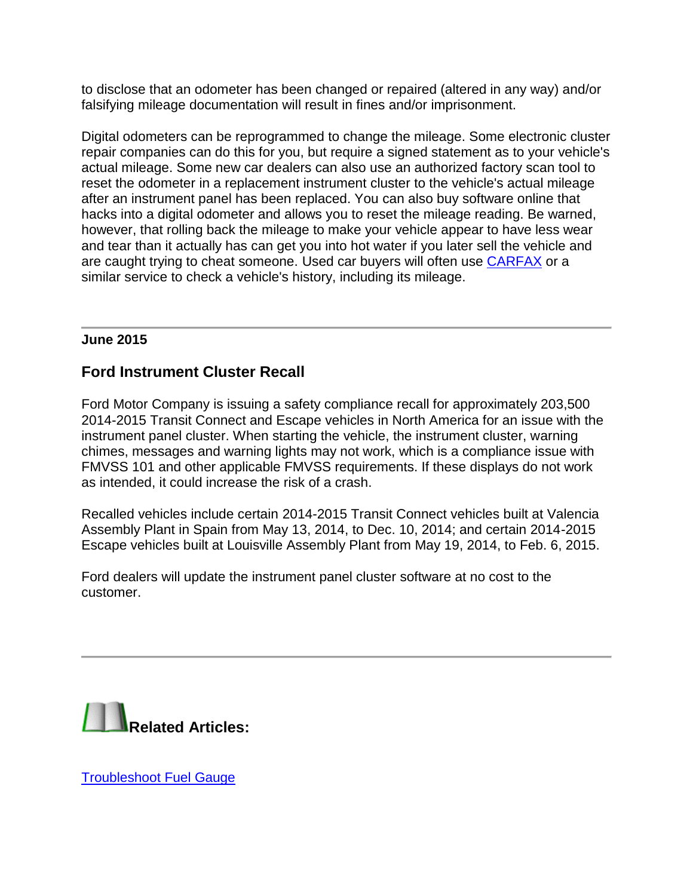to disclose that an odometer has been changed or repaired (altered in any way) and/or falsifying mileage documentation will result in fines and/or imprisonment.

Digital odometers can be reprogrammed to change the mileage. Some electronic cluster repair companies can do this for you, but require a signed statement as to your vehicle's actual mileage. Some new car dealers can also use an authorized factory scan tool to reset the odometer in a replacement instrument cluster to the vehicle's actual mileage after an instrument panel has been replaced. You can also buy software online that hacks into a digital odometer and allows you to reset the mileage reading. Be warned, however, that rolling back the mileage to make your vehicle appear to have less wear and tear than it actually has can get you into hot water if you later sell the vehicle and are caught trying to cheat someone. Used car buyers will often use CARFAX or a similar service to check a vehicle's history, including its mileage.

---

**June 2015**

## Ford Instrument Cluster Recall

Ford Motor Company is issuing a safety compliance recall for approximately 203,500 2014-2015 Transit Connect and Escape vehicles in North America for an issue with the instrument panel cluster. When starting the vehicle, the instrument cluster, warning chimes, messages and warning lights may not work, which is a compliance issue with FMVSS 101 and other applicable FMVSS requirements. If these displays do not work as intended, it could increase the risk of a crash.

Recalled vehicles include certain 2014-2015 Transit Connect vehicles built at Valencia Assembly Plant in Spain from May 13, 2014, to Dec. 10, 2014; and certain 2014-2015 Escape vehicles built at Louisville Assembly Plant from May 19, 2014, to Feb. 6, 2015.

Ford dealers will update the instrument panel cluster software at no cost to the customer.

---

**Related Articles:**

Troubleshoot Fuel Gauge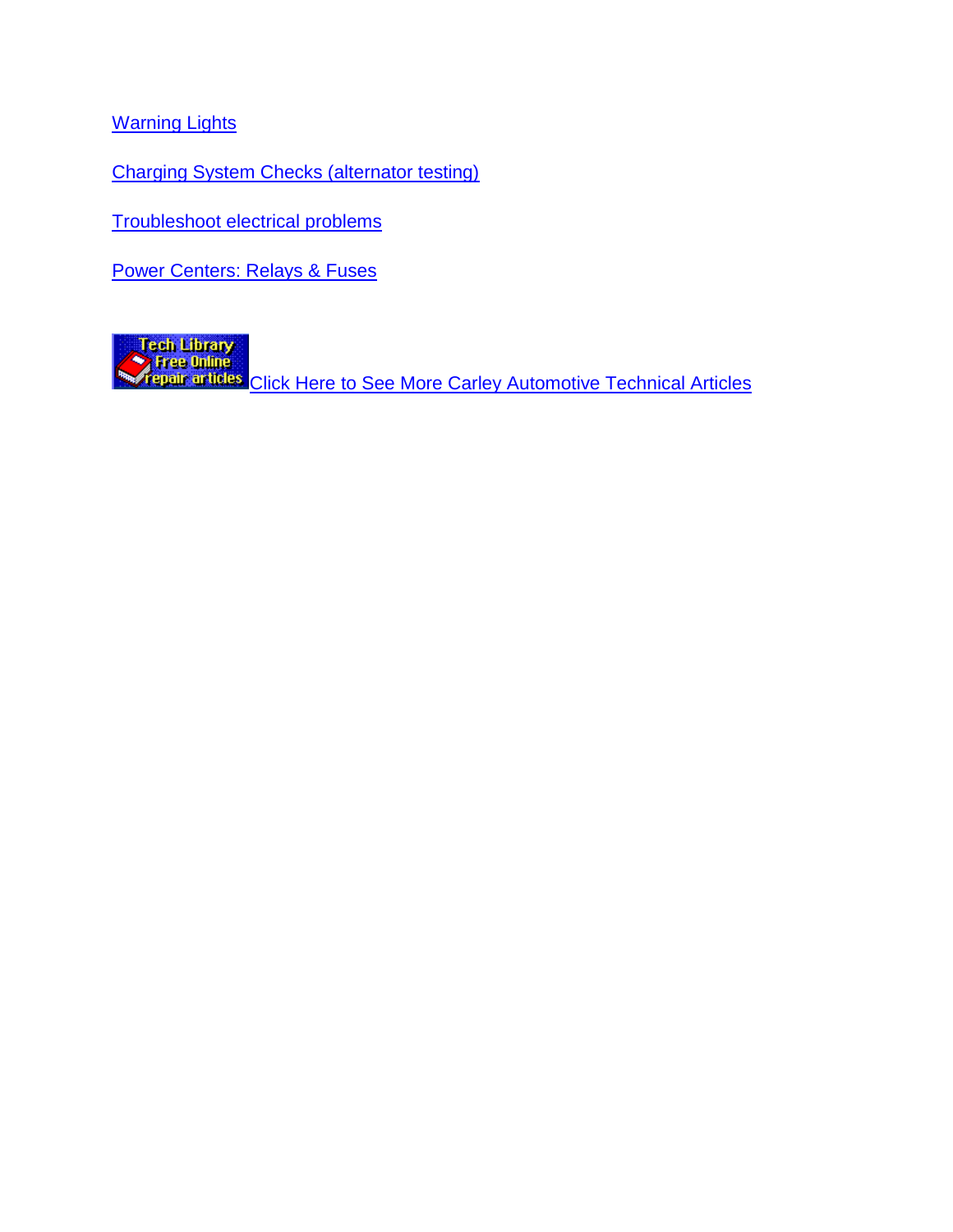Warning Lights

Charging System Checks (alternator testing)

Troubleshoot electrical problems

Power Centers: Relays & Fuses

Click Here to See More Carley Automotive Technical Articles